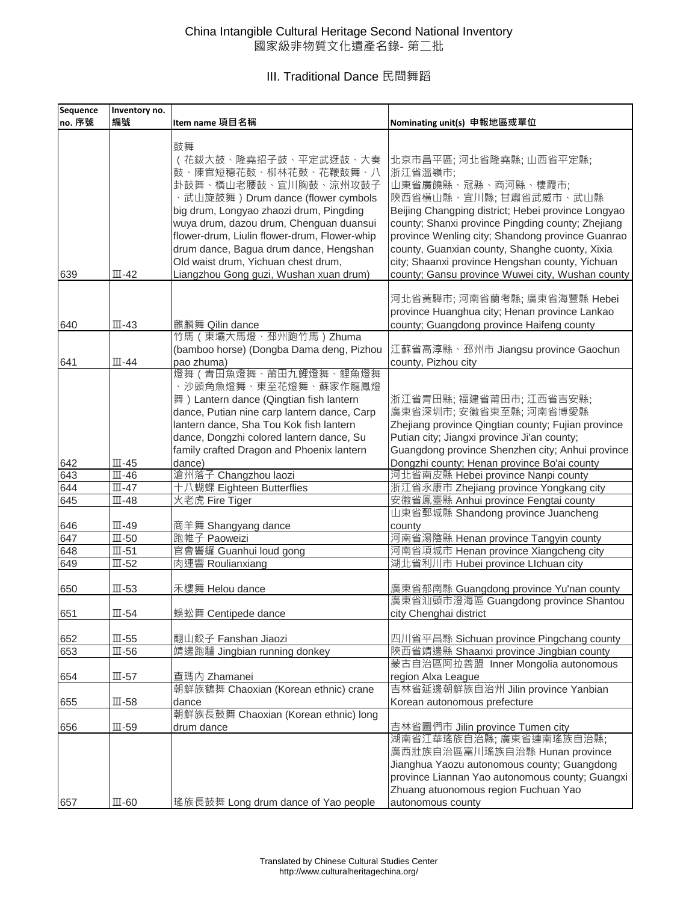# China Intangible Cultural Heritage Second National Inventory
# 國家級非物質文化遺產名錄- 第二批

## III. Traditional Dance 民間舞蹈

| Sequence no. 序號 | Inventory no. 編號 | Item name 項目名稱 | Nominating unit(s) 申報地區或單位 |
|---|---|---|---|
| 639 | Ⅲ-42 | 鼓舞（花鈸大鼓、隆堯招子鼓、平定武迓鼓、大奏鼓、陳官短穗花鼓、柳林花鼓、花鞭鼓舞、八卦鼓舞、横山老腰鼓、宜川胸鼓、涼州攻鼓子、武山旋鼓舞）Drum dance (flower cymbols big drum, Longyao zhaozi drum, Pingding wuya drum, dazou drum, Chenguan duansui flower-drum, Liulin flower-drum, Flower-whip drum dance, Bagua drum dance, Hengshan Old waist drum, Yichuan chest drum, Liangzhou Gong guzi, Wushan xuan drum) | 北京市昌平區; 河北省隆堯縣; 山西省平定縣; 浙江省溫嶺市; 山東省廣饒縣、冠縣、商河縣、棲霞市; 陝西省横山縣、宜川縣; 甘肅省武威市、武山縣 Beijing Changping district; Hebei province Longyao county; Shanxi province Pingding county; Zhejiang province Wenling city; Shandong province Guanrao county, Guanxian county, Shanghe cuonty, Xixia city; Shaanxi province Hengshan county, Yichuan county; Gansu province Wuwei city, Wushan county |
| 640 | Ⅲ-43 | 麒麟舞 Qilin dance | 河北省黃驊市; 河南省蘭考縣; 廣東省海豐縣 Hebei province Huanghua city; Henan province Lankao county; Guangdong province Haifeng county |
| 641 | Ⅲ-44 | 竹馬（東壩大馬燈、邳州跑竹馬）Zhuma (bamboo horse) (Dongba Dama deng, Pizhou pao zhuma) | 江蘇省高淳縣、邳州市 Jiangsu province Gaochun county, Pizhou city |
| 642 | Ⅲ-45 | 燈舞（青田魚燈舞、莆田九鯉燈舞、鯉魚燈舞、沙頭角魚燈舞、東至花燈舞、蘇家作龍鳳燈舞）Lantern dance (Qingtian fish lantern dance, Putian nine carp lantern dance, Carp lantern dance, Sha Tou Kok fish lantern dance, Dongzhi colored lantern dance, Su family crafted Dragon and Phoenix lantern dance) | 浙江省青田縣; 福建省莆田市; 江西省吉安縣; 廣東省深圳市; 安徽省東至縣; 河南省博愛縣 Zhejiang province Qingtian county; Fujian province Putian city; Jiangxi province Ji'an county; Guangdong province Shenzhen city; Anhui province Dongzhi county; Henan province Bo'ai county |
| 643 | Ⅲ-46 | 滄州落子 Changzhou laozi | 河北省南皮縣 Hebei province Nanpi county |
| 644 | Ⅲ-47 | 十八蝴蝶 Eighteen Butterflies | 浙江省永康市 Zhejiang province Yongkang city |
| 645 | Ⅲ-48 | 火老虎 Fire Tiger | 安徽省鳳臺縣 Anhui province Fengtai county |
| 646 | Ⅲ-49 | 商羊舞 Shangyang dance | 山東省鄄城縣 Shandong province Juancheng county |
| 647 | Ⅲ-50 | 跑帷子 Paoweizi | 河南省湯陰縣 Henan province Tangyin county |
| 648 | Ⅲ-51 | 官會響鑼 Guanhui loud gong | 河南省項城市 Henan province Xiangcheng city |
| 649 | Ⅲ-52 | 肉連響 Roulianxiang | 湖北省利川市 Hubei province LIchuan city |
| 650 | Ⅲ-53 | 禾樓舞 Helou dance | 廣東省郁南縣 Guangdong province Yu'nan county |
| 651 | Ⅲ-54 | 蜈蚣舞 Centipede dance | 廣東省汕頭市澄海區 Guangdong province Shantou city Chenghai district |
| 652 | Ⅲ-55 | 翻山鉸子 Fanshan Jiaozi | 四川省平昌縣 Sichuan province Pingchang county |
| 653 | Ⅲ-56 | 靖邊跑驢 Jingbian running donkey | 陝西省靖邊縣 Shaanxi province Jingbian county |
| 654 | Ⅲ-57 | 查瑪內 Zhamanei | 蒙古自治區阿拉善盟 Inner Mongolia autonomous region Alxa League |
| 655 | Ⅲ-58 | 朝鮮族鶴舞 Chaoxian (Korean ethnic) crane dance | 吉林省延邊朝鮮族自治州 Jilin province Yanbian Korean autonomous prefecture |
| 656 | Ⅲ-59 | 朝鮮族長鼓舞 Chaoxian (Korean ethnic) long drum dance | 吉林省圖們市 Jilin province Tumen city |
| 657 | Ⅲ-60 | 瑤族長鼓舞 Long drum dance of Yao people | 湖南省江華瑤族自治縣; 廣東省連南瑤族自治縣; 廣西壯族自治區富川瑤族自治縣 Hunan province Jianghua Yaozu autonomous county; Guangdong province Liannan Yao autonomous county; Guangxi Zhuang atuonomous region Fuchuan Yao autonomous county |

Translated by Chinese Cultural Studies Center
http://www.culturalheritagechina.org/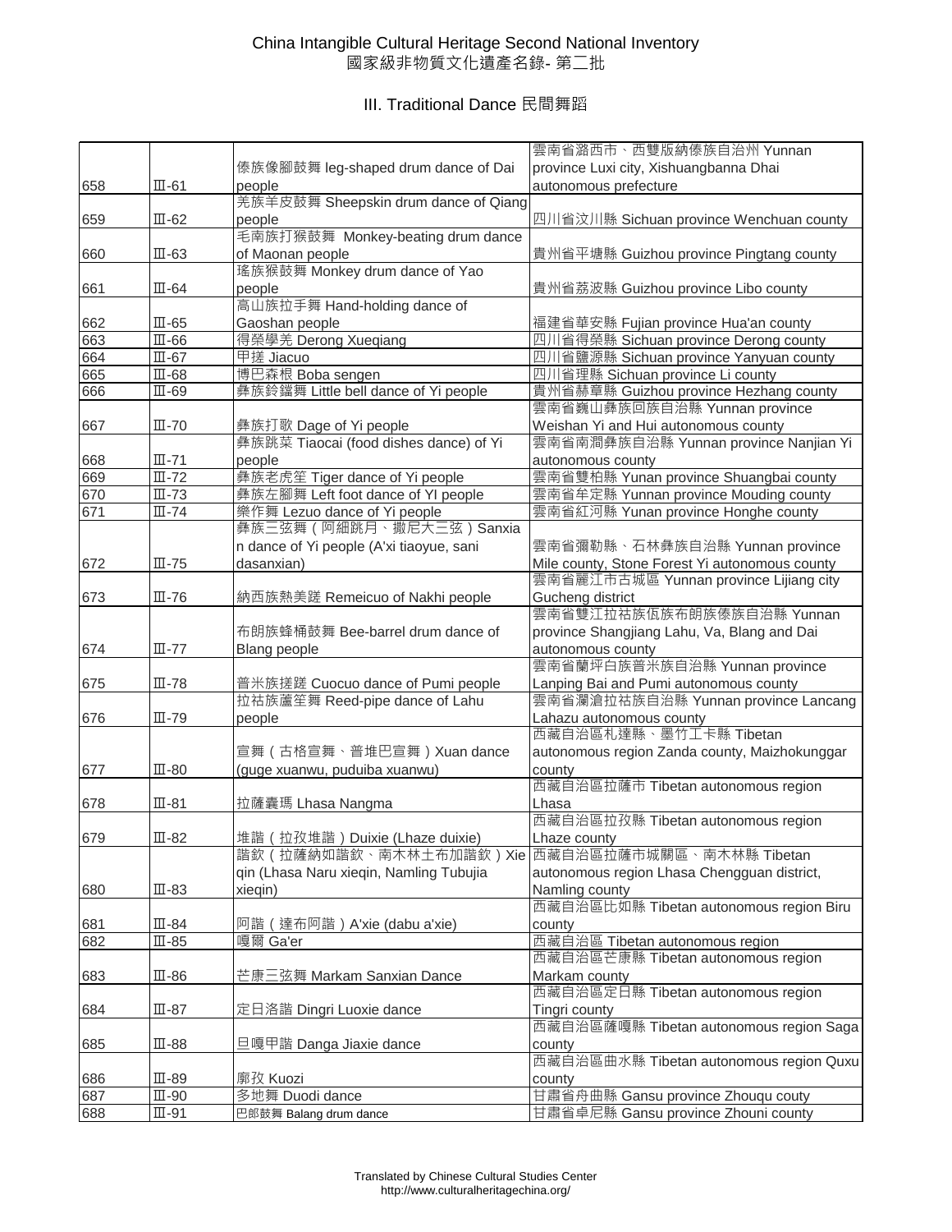# China Intangible Cultural Heritage Second National Inventory
# 國家級非物質文化遺產名錄- 第二批

## III. Traditional Dance 民間舞蹈

| | | | |
|---|---|---|---|
| 658 | Ⅲ-61 | 傣族像腳鼓舞 leg-shaped drum dance of Dai people | 雲南省潞西市、西雙版納傣族自治州 Yunnan province Luxi city, Xishuangbanna Dhai autonomous prefecture |
| 659 | Ⅲ-62 | 羌族羊皮鼓舞 Sheepskin drum dance of Qiang people | 四川省汶川縣 Sichuan province Wenchuan county |
| 660 | Ⅲ-63 | 毛南族打猴鼓舞 Monkey-beating drum dance of Maonan people | 貴州省平塘縣 Guizhou province Pingtang county |
| 661 | Ⅲ-64 | 瑤族猴鼓舞 Monkey drum dance of Yao people | 貴州省荔波縣 Guizhou province Libo county |
| 662 | Ⅲ-65 | 高山族拉手舞 Hand-holding dance of Gaoshan people | 福建省華安縣 Fujian province Hua'an county |
| 663 | Ⅲ-66 | 得榮學羌 Derong Xueqiang | 四川省得榮縣 Sichuan province Derong county |
| 664 | Ⅲ-67 | 甲搓 Jiacuo | 四川省鹽源縣 Sichuan province Yanyuan county |
| 665 | Ⅲ-68 | 博巴森根 Boba sengen | 四川省理縣 Sichuan province Li county |
| 666 | Ⅲ-69 | 彝族鈴鐺舞 Little bell dance of Yi people | 貴州省赫章縣 Guizhou province Hezhang county |
| 667 | Ⅲ-70 | 彝族打歌 Dage of Yi people | 雲南省巍山彝族回族自治縣 Yunnan province Weishan Yi and Hui autonomous county |
| 668 | Ⅲ-71 | 彝族跳菜 Tiaocai (food dishes dance) of Yi people | 雲南省南澗彝族自治縣 Yunnan province Nanjian Yi autonomous county |
| 669 | Ⅲ-72 | 彝族老虎笙 Tiger dance of Yi people | 雲南省雙柏縣 Yunan province Shuangbai county |
| 670 | Ⅲ-73 | 彝族左腳舞 Left foot dance of YI people | 雲南省牟定縣 Yunnan province Mouding county |
| 671 | Ⅲ-74 | 樂作舞 Lezuo dance of Yi people | 雲南省紅河縣 Yunan province Honghe county |
| 672 | Ⅲ-75 | 彝族三弦舞（阿細跳月、撒尼大三弦）Sanxian dance of Yi people (A'xi tiaoyue, sani dasanxian) | 雲南省彌勒縣、石林彝族自治縣 Yunnan province Mile county, Stone Forest Yi autonomous county |
| 673 | Ⅲ-76 | 納西族熱美蹉 Remeicuo of Nakhi people | 雲南省麗江市古城區 Yunnan province Lijiang city Gucheng district |
| 674 | Ⅲ-77 | 布朗族蜂桶鼓舞 Bee-barrel drum dance of Blang people | 雲南省雙江拉祜族佤族布朗族傣族自治縣 Yunnan province Shangjiang Lahu, Va, Blang and Dai autonomous county |
| 675 | Ⅲ-78 | 普米族搓蹉 Cuocuo dance of Pumi people | 雲南省蘭坪白族普米族自治縣 Yunnan province Lanping Bai and Pumi autonomous county |
| 676 | Ⅲ-79 | 拉祜族蘆笙舞 Reed-pipe dance of Lahu people | 雲南省瀾滄拉祜族自治縣 Yunnan province Lancang Lahazu autonomous county |
| 677 | Ⅲ-80 | 宣舞（古格宣舞、普堆巴宣舞）Xuan dance (guge xuanwu, puduiba xuanwu) | 西藏自治區札達縣、墨竹工卡縣 Tibetan autonomous region Zanda county, Maizhokunggar county |
| 678 | Ⅲ-81 | 拉薩囊瑪 Lhasa Nangma | 西藏自治區拉薩市 Tibetan autonomous region Lhasa |
| 679 | Ⅲ-82 | 堆諧（拉孜堆諧）Duixie (Lhaze duixie) | 西藏自治區拉孜縣 Tibetan autonomous region Lhaze county |
| 680 | Ⅲ-83 | 諧欽（拉薩納如諧欽、南木林土布加諧欽）Xieqin (Lhasa Naru xieqin, Namling Tubujia xieqin) | 西藏自治區拉薩市城關區、南木林縣 Tibetan autonomous region Lhasa Chengguan district, Namling county |
| 681 | Ⅲ-84 | 阿諧（達布阿諧）A'xie (dabu a'xie) | 西藏自治區比如縣 Tibetan autonomous region Biru county |
| 682 | Ⅲ-85 | 嘎爾 Ga'er | 西藏自治區 Tibetan autonomous region |
| 683 | Ⅲ-86 | 芒康三弦舞 Markam Sanxian Dance | 西藏自治區芒康縣 Tibetan autonomous region Markam county |
| 684 | Ⅲ-87 | 定日洛諧 Dingri Luoxie dance | 西藏自治區定日縣 Tibetan autonomous region Tingri county |
| 685 | Ⅲ-88 | 旦嘎甲諧 Danga Jiaxie dance | 西藏自治區薩嘎縣 Tibetan autonomous region Saga county |
| 686 | Ⅲ-89 | 廓孜 Kuozi | 西藏自治區曲水縣 Tibetan autonomous region Quxu county |
| 687 | Ⅲ-90 | 多地舞 Duodi dance | 甘肅省舟曲縣 Gansu province Zhouqu couty |
| 688 | Ⅲ-91 | 巴郎鼓舞 Balang drum dance | 甘肅省卓尼縣 Gansu province Zhouni county |

Translated by Chinese Cultural Studies Center
http://www.culturalheritagechina.org/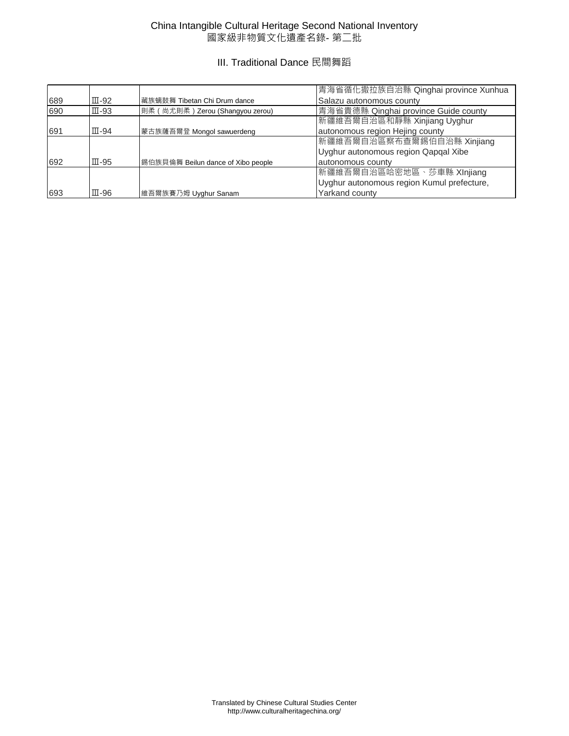China Intangible Cultural Heritage Second National Inventory
國家級非物質文化遺產名錄- 第二批

## III. Traditional Dance 民間舞蹈

| | | | |
|---|---|---|---|
| 689 | Ⅲ-92 | 藏族螭鼓舞 Tibetan Chi Drum dance | 青海省循化撒拉族自治縣 Qinghai province Xunhua Salazu autonomous county |
| 690 | Ⅲ-93 | 則柔（尚尤則柔）Zerou (Shangyou zerou) | 青海省貴德縣 Qinghai province Guide county |
| 691 | Ⅲ-94 | 蒙古族薩吾爾登 Mongol sawuerdeng | 新疆維吾爾自治區和靜縣 Xinjiang Uyghur autonomous region Hejing county |
| 692 | Ⅲ-95 | 錫伯族貝倫舞 Beilun dance of Xibo people | 新疆維吾爾自治區察布查爾錫伯自治縣 Xinjiang Uyghur autonomous region Qapqal Xibe autonomous county |
| 693 | Ⅲ-96 | 維吾爾族賽乃姆 Uyghur Sanam | 新疆維吾爾自治區哈密地區、莎車縣 XInjiang Uyghur autonomous region Kumul prefecture, Yarkand county |

Translated by Chinese Cultural Studies Center
http://www.culturalheritagechina.org/